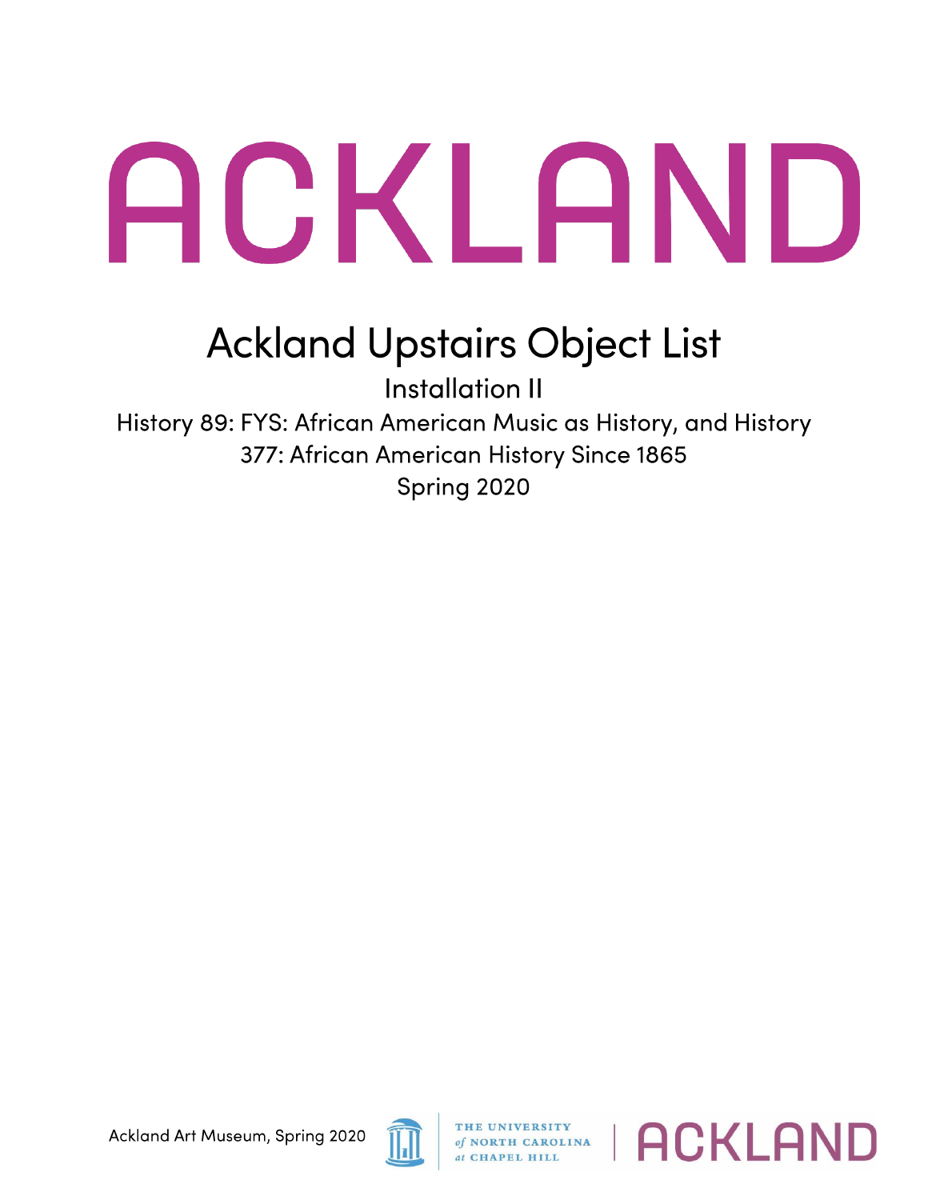# ACKLAND

## Ackland Upstairs Object List

Installation II

History 89: FYS: African American Music as History, and History 377: African American History Since 1865

Spring 2020

Ackland Art Museum, Spring 2020

THE UNIVERSITY of NORTH CAROLINA at CHAPEL HILL | ACKLAND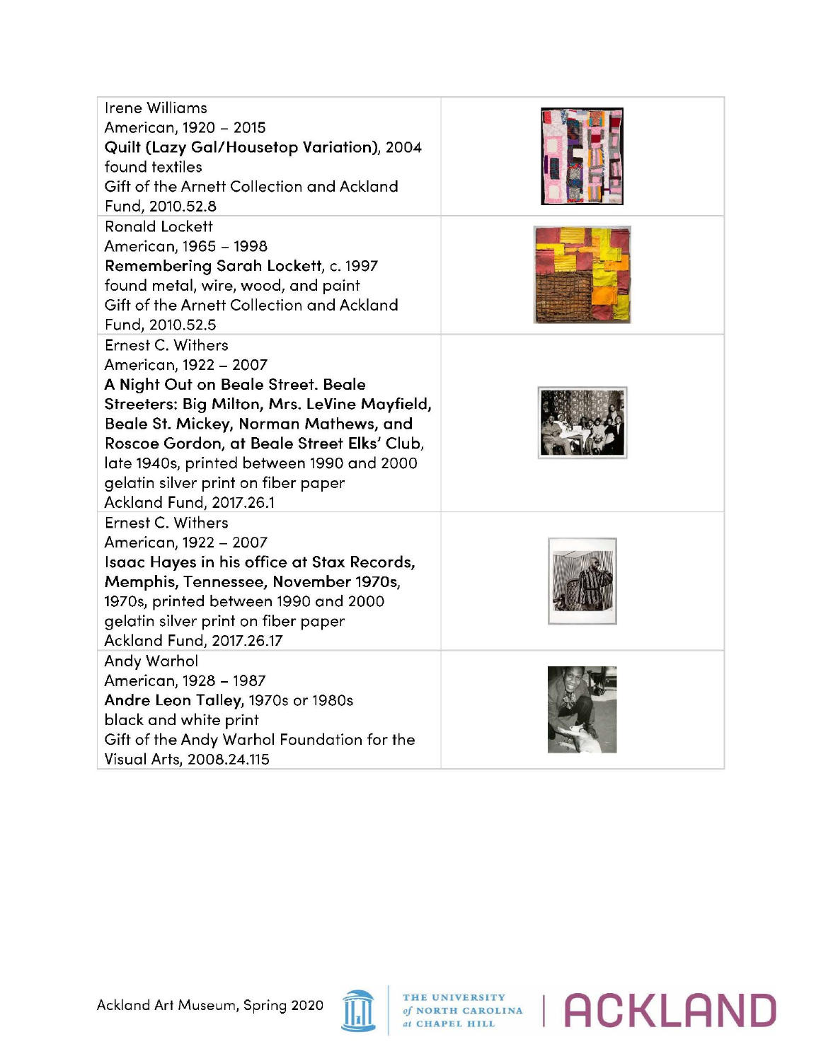| | |
|---|---|
| Irene Williams<br>American, 1920 – 2015<br>**Quilt (Lazy Gal/Housetop Variation)**, 2004<br>found textiles<br>Gift of the Arnett Collection and Ackland Fund, 2010.52.8 | |
| Ronald Lockett<br>American, 1965 – 1998<br>**Remembering Sarah Lockett**, c. 1997<br>found metal, wire, wood, and paint<br>Gift of the Arnett Collection and Ackland Fund, 2010.52.5 | |
| Ernest C. Withers<br>American, 1922 – 2007<br>**A Night Out on Beale Street. Beale Streeters: Big Milton, Mrs. LeVine Mayfield, Beale St. Mickey, Norman Mathews, and Roscoe Gordon, at Beale Street Elks' Club,** late 1940s, printed between 1990 and 2000<br>gelatin silver print on fiber paper<br>Ackland Fund, 2017.26.1 | |
| Ernest C. Withers<br>American, 1922 – 2007<br>**Isaac Hayes in his office at Stax Records, Memphis, Tennessee, November 1970s,** 1970s, printed between 1990 and 2000<br>gelatin silver print on fiber paper<br>Ackland Fund, 2017.26.17 | |
| Andy Warhol<br>American, 1928 – 1987<br>**Andre Leon Talley**, 1970s or 1980s<br>black and white print<br>Gift of the Andy Warhol Foundation for the Visual Arts, 2008.24.115 | |